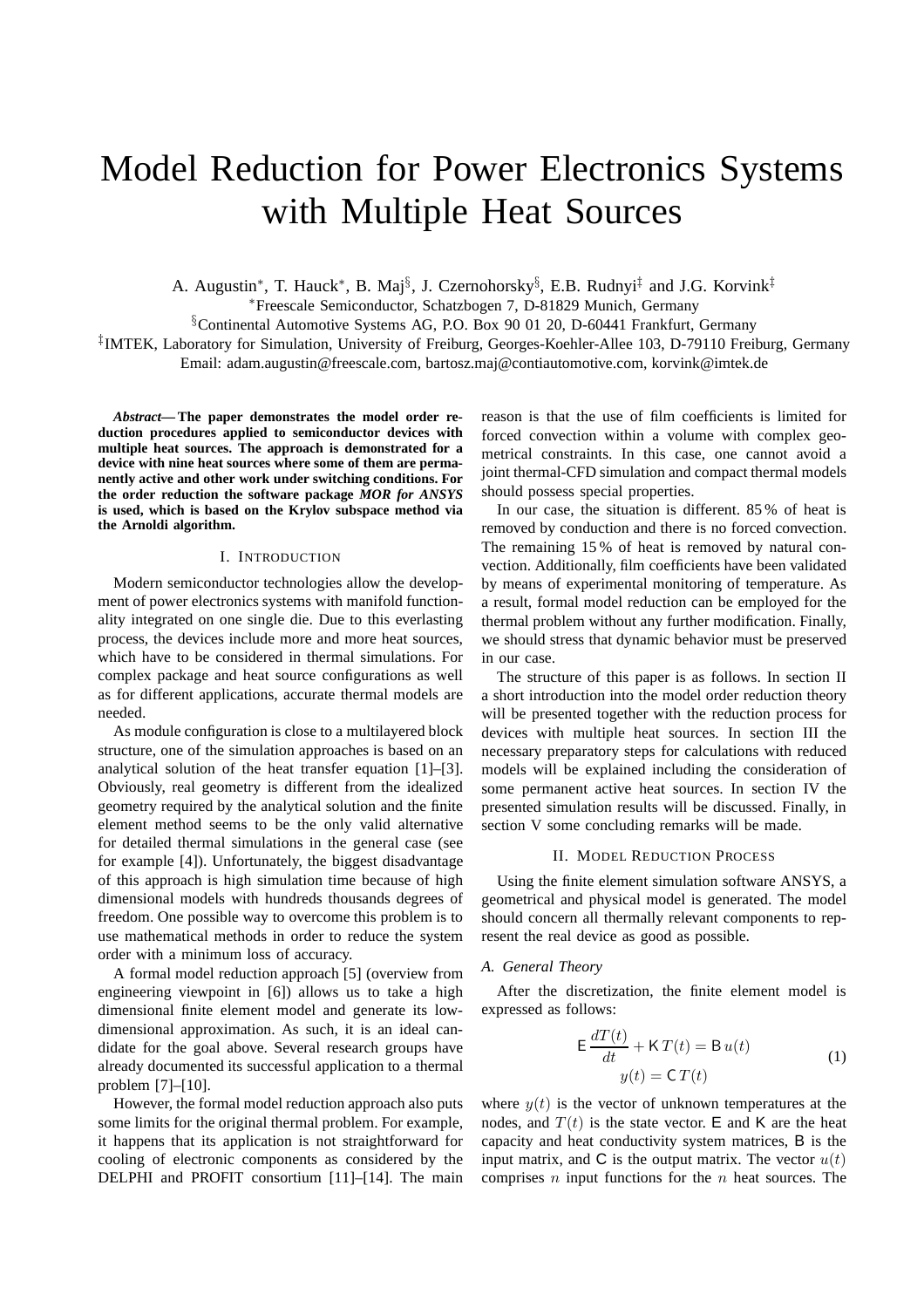# Model Reduction for Power Electronics Systems with Multiple Heat Sources

A. Augustin[*], T. Hauck[*], B. Maj[§], J. Czernohorsky[§], E.B. Rudnyi[‡] and J.G. Korvink[‡]

[*]Freescale Semiconductor, Schatzbogen 7, D-81829 Munich, Germany

[§]Continental Automotive Systems AG, P.O. Box 90 01 20, D-60441 Frankfurt, Germany

[‡]IMTEK, Laboratory for Simulation, University of Freiburg, Georges-Koehler-Allee 103, D-79110 Freiburg, Germany

Email: adam.augustin@freescale.com, bartosz.maj@contiautomotive.com, korvink@imtek.de

***Abstract*— The paper demonstrates the model order reduction procedures applied to semiconductor devices with multiple heat sources. The approach is demonstrated for a device with nine heat sources where some of them are permanently active and other work under switching conditions. For the order reduction the software package *MOR for ANSYS* is used, which is based on the Krylov subspace method via the Arnoldi algorithm.**

## I. Introduction

Modern semiconductor technologies allow the development of power electronics systems with manifold functionality integrated on one single die. Due to this everlasting process, the devices include more and more heat sources, which have to be considered in thermal simulations. For complex package and heat source configurations as well as for different applications, accurate thermal models are needed.

As module configuration is close to a multilayered block structure, one of the simulation approaches is based on an analytical solution of the heat transfer equation [1]–[3]. Obviously, real geometry is different from the idealized geometry required by the analytical solution and the finite element method seems to be the only valid alternative for detailed thermal simulations in the general case (see for example [4]). Unfortunately, the biggest disadvantage of this approach is high simulation time because of high dimensional models with hundreds thousands degrees of freedom. One possible way to overcome this problem is to use mathematical methods in order to reduce the system order with a minimum loss of accuracy.

A formal model reduction approach [5] (overview from engineering viewpoint in [6]) allows us to take a high dimensional finite element model and generate its low-dimensional approximation. As such, it is an ideal candidate for the goal above. Several research groups have already documented its successful application to a thermal problem [7]–[10].

However, the formal model reduction approach also puts some limits for the original thermal problem. For example, it happens that its application is not straightforward for cooling of electronic components as considered by the DELPHI and PROFIT consortium [11]–[14]. The main reason is that the use of film coefficients is limited for forced convection within a volume with complex geometrical constraints. In this case, one cannot avoid a joint thermal-CFD simulation and compact thermal models should possess special properties.

In our case, the situation is different. 85 % of heat is removed by conduction and there is no forced convection. The remaining 15 % of heat is removed by natural convection. Additionally, film coefficients have been validated by means of experimental monitoring of temperature. As a result, formal model reduction can be employed for the thermal problem without any further modification. Finally, we should stress that dynamic behavior must be preserved in our case.

The structure of this paper is as follows. In section II a short introduction into the model order reduction theory will be presented together with the reduction process for devices with multiple heat sources. In section III the necessary preparatory steps for calculations with reduced models will be explained including the consideration of some permanent active heat sources. In section IV the presented simulation results will be discussed. Finally, in section V some concluding remarks will be made.

## II. Model Reduction Process

Using the finite element simulation software ANSYS, a geometrical and physical model is generated. The model should concern all thermally relevant components to represent the real device as good as possible.

### A. General Theory

After the discretization, the finite element model is expressed as follows:

$$
\begin{aligned}
\mathsf{E}\,\frac{dT(t)}{dt} + \mathsf{K}\,T(t) &= \mathsf{B}\,u(t) \\
y(t) &= \mathsf{C}\,T(t)
\end{aligned}
\tag{1}
$$

where $y(t)$ is the vector of unknown temperatures at the nodes, and $T(t)$ is the state vector. $\mathsf{E}$ and $\mathsf{K}$ are the heat capacity and heat conductivity system matrices, $\mathsf{B}$ is the input matrix, and $\mathsf{C}$ is the output matrix. The vector $u(t)$ comprises $n$ input functions for the $n$ heat sources. The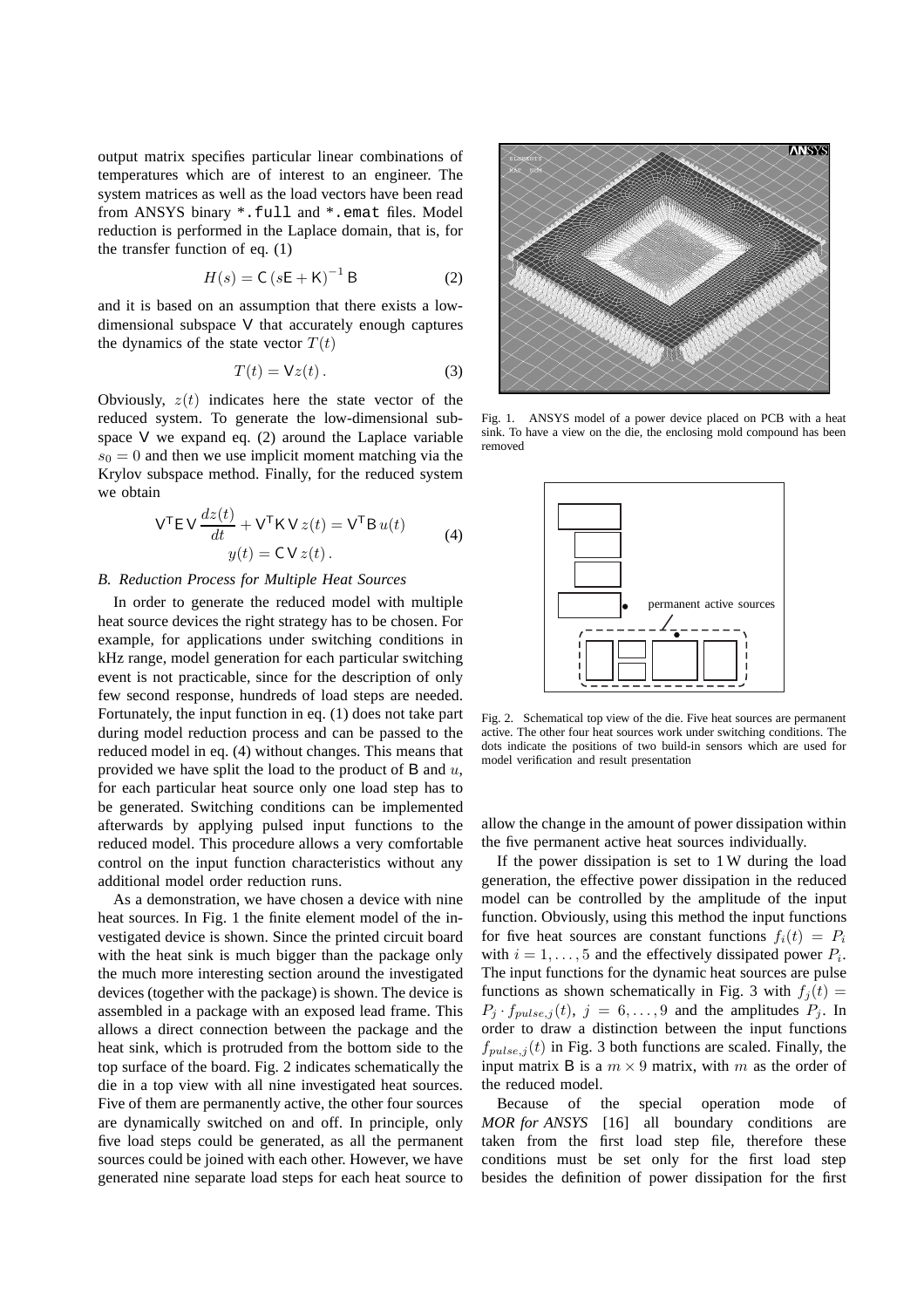output matrix specifies particular linear combinations of temperatures which are of interest to an engineer. The system matrices as well as the load vectors have been read from ANSYS binary `*.full` and `*.emat` files. Model reduction is performed in the Laplace domain, that is, for the transfer function of eq. (1)

$$H(s) = \mathsf{C}\left(s\mathsf{E} + \mathsf{K}\right)^{-1}\mathsf{B} \tag{2}$$

and it is based on an assumption that there exists a low-dimensional subspace $\mathsf{V}$ that accurately enough captures the dynamics of the state vector $T(t)$

$$T(t) = \mathsf{V}z(t)\,. \tag{3}$$

Obviously, $z(t)$ indicates here the state vector of the reduced system. To generate the low-dimensional subspace $\mathsf{V}$ we expand eq. (2) around the Laplace variable $s_0 = 0$ and then we use implicit moment matching via the Krylov subspace method. Finally, for the reduced system we obtain

$$\begin{aligned} \mathsf{V}^\mathsf{T}\mathsf{E}\,\mathsf{V}\,\frac{dz(t)}{dt} + \mathsf{V}^\mathsf{T}\mathsf{K}\,\mathsf{V}\,z(t) &= \mathsf{V}^\mathsf{T}\mathsf{B}\,u(t) \\ y(t) &= \mathsf{C}\,\mathsf{V}\,z(t)\,. \end{aligned} \tag{4}$$

### *B. Reduction Process for Multiple Heat Sources*

In order to generate the reduced model with multiple heat source devices the right strategy has to be chosen. For example, for applications under switching conditions in kHz range, model generation for each particular switching event is not practicable, since for the description of only few second response, hundreds of load steps are needed. Fortunately, the input function in eq. (1) does not take part during model reduction process and can be passed to the reduced model in eq. (4) without changes. This means that provided we have split the load to the product of $\mathsf{B}$ and $u$, for each particular heat source only one load step has to be generated. Switching conditions can be implemented afterwards by applying pulsed input functions to the reduced model. This procedure allows a very comfortable control on the input function characteristics without any additional model order reduction runs.

As a demonstration, we have chosen a device with nine heat sources. In Fig. 1 the finite element model of the investigated device is shown. Since the printed circuit board with the heat sink is much bigger than the package only the much more interesting section around the investigated devices (together with the package) is shown. The device is assembled in a package with an exposed lead frame. This allows a direct connection between the package and the heat sink, which is protruded from the bottom side to the top surface of the board. Fig. 2 indicates schematically the die in a top view with all nine investigated heat sources. Five of them are permanently active, the other four sources are dynamically switched on and off. In principle, only five load steps could be generated, as all the permanent sources could be joined with each other. However, we have generated nine separate load steps for each heat source to allow the change in the amount of power dissipation within the five permanent active heat sources individually.

Fig. 1. ANSYS model of a power device placed on PCB with a heat sink. To have a view on the die, the enclosing mold compound has been removed

Fig. 2. Schematical top view of the die. Five heat sources are permanent active. The other four heat sources work under switching conditions. The dots indicate the positions of two build-in sensors which are used for model verification and result presentation

If the power dissipation is set to 1 W during the load generation, the effective power dissipation in the reduced model can be controlled by the amplitude of the input function. Obviously, using this method the input functions for five heat sources are constant functions $f_i(t) = P_i$ with $i = 1, \ldots, 5$ and the effectively dissipated power $P_i$. The input functions for the dynamic heat sources are pulse functions as shown schematically in Fig. 3 with $f_j(t) = P_j \cdot f_{pulse,j}(t)$, $j = 6, \ldots, 9$ and the amplitudes $P_j$. In order to draw a distinction between the input functions $f_{pulse,j}(t)$ in Fig. 3 both functions are scaled. Finally, the input matrix $\mathsf{B}$ is a $m \times 9$ matrix, with $m$ as the order of the reduced model.

Because of the special operation mode of *MOR for ANSYS* [16] all boundary conditions are taken from the first load step file, therefore these conditions must be set only for the first load step besides the definition of power dissipation for the first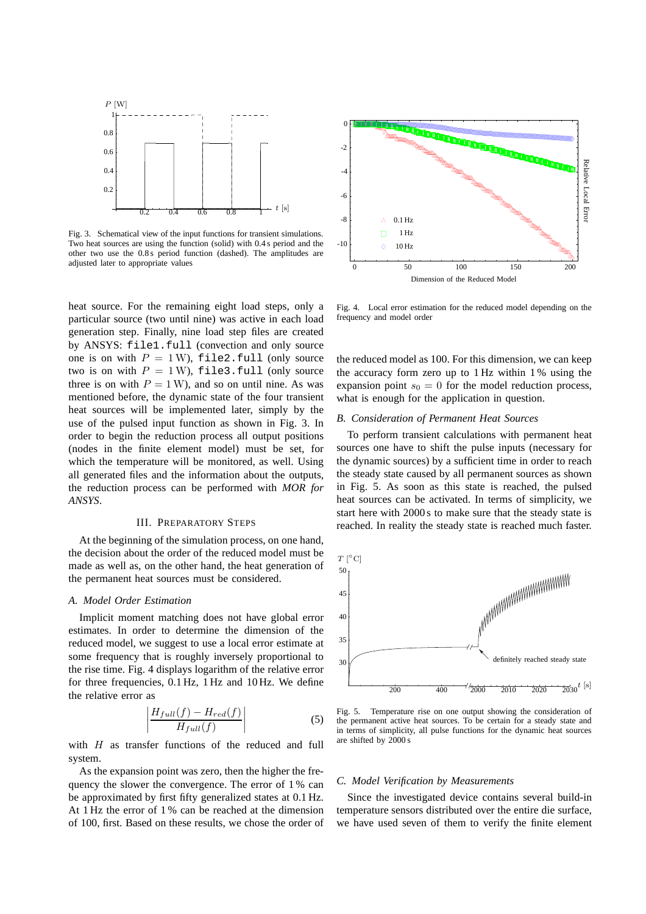Fig. 3. Schematical view of the input functions for transient simulations. Two heat sources are using the function (solid) with 0.4 s period and the other two use the 0.8 s period function (dashed). The amplitudes are adjusted later to appropriate values

Fig. 4. Local error estimation for the reduced model depending on the frequency and model order

heat source. For the remaining eight load steps, only a particular source (two until nine) was active in each load generation step. Finally, nine load step files are created by ANSYS: `file1.full` (convection and only source one is on with $P = 1\,\mathrm{W}$), `file2.full` (only source two is on with $P = 1\,\mathrm{W}$), `file3.full` (only source three is on with $P = 1\,\mathrm{W}$), and so on until nine. As was mentioned before, the dynamic state of the four transient heat sources will be implemented later, simply by the use of the pulsed input function as shown in Fig. 3. In order to begin the reduction process all output positions (nodes in the finite element model) must be set, for which the temperature will be monitored, as well. Using all generated files and the information about the outputs, the reduction process can be performed with *MOR for ANSYS*.

## III. Preparatory Steps

At the beginning of the simulation process, on one hand, the decision about the order of the reduced model must be made as well as, on the other hand, the heat generation of the permanent heat sources must be considered.

### A. Model Order Estimation

Implicit moment matching does not have global error estimates. In order to determine the dimension of the reduced model, we suggest to use a local error estimate at some frequency that is roughly inversely proportional to the rise time. Fig. 4 displays logarithm of the relative error for three frequencies, 0.1 Hz, 1 Hz and 10 Hz. We define the relative error as

$$\left| \frac{H_{full}(f) - H_{red}(f)}{H_{full}(f)} \right| \tag{5}$$

with $H$ as transfer functions of the reduced and full system.

As the expansion point was zero, then the higher the frequency the slower the convergence. The error of 1 % can be approximated by first fifty generalized states at 0.1 Hz. At 1 Hz the error of 1 % can be reached at the dimension of 100, first. Based on these results, we chose the order of the reduced model as 100. For this dimension, we can keep the accuracy form zero up to 1 Hz within 1 % using the expansion point $s_0 = 0$ for the model reduction process, what is enough for the application in question.

### B. Consideration of Permanent Heat Sources

To perform transient calculations with permanent heat sources one have to shift the pulse inputs (necessary for the dynamic sources) by a sufficient time in order to reach the steady state caused by all permanent sources as shown in Fig. 5. As soon as this state is reached, the pulsed heat sources can be activated. In terms of simplicity, we start here with 2000 s to make sure that the steady state is reached. In reality the steady state is reached much faster.

Fig. 5. Temperature rise on one output showing the consideration of the permanent active heat sources. To be certain for a steady state and in terms of simplicity, all pulse functions for the dynamic heat sources are shifted by 2000 s

### C. Model Verification by Measurements

Since the investigated device contains several build-in temperature sensors distributed over the entire die surface, we have used seven of them to verify the finite element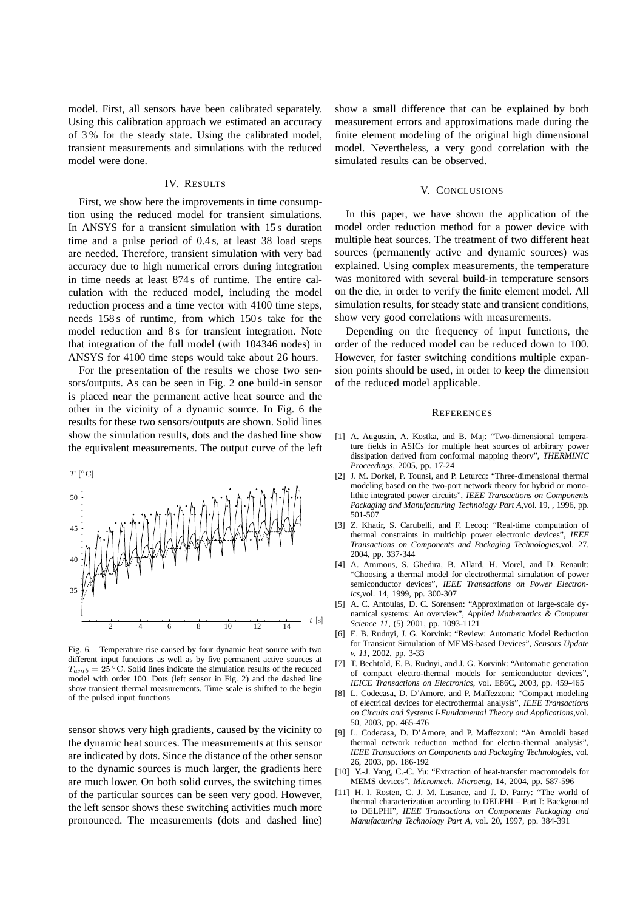model. First, all sensors have been calibrated separately. Using this calibration approach we estimated an accuracy of 3 % for the steady state. Using the calibrated model, transient measurements and simulations with the reduced model were done.

## IV. Results

First, we show here the improvements in time consumption using the reduced model for transient simulations. In ANSYS for a transient simulation with 15 s duration time and a pulse period of 0.4 s, at least 38 load steps are needed. Therefore, transient simulation with very bad accuracy due to high numerical errors during integration in time needs at least 874 s of runtime. The entire calculation with the reduced model, including the model reduction process and a time vector with 4100 time steps, needs 158 s of runtime, from which 150 s take for the model reduction and 8 s for transient integration. Note that integration of the full model (with 104346 nodes) in ANSYS for 4100 time steps would take about 26 hours.

For the presentation of the results we chose two sensors/outputs. As can be seen in Fig. 2 one build-in sensor is placed near the permanent active heat source and the other in the vicinity of a dynamic source. In Fig. 6 the results for these two sensors/outputs are shown. Solid lines show the simulation results, dots and the dashed line show the equivalent measurements. The output curve of the left sensor shows very high gradients, caused by the vicinity to the dynamic heat sources. The measurements at this sensor are indicated by dots. Since the distance of the other sensor to the dynamic sources is much larger, the gradients here are much lower. On both solid curves, the switching times of the particular sources can be seen very good. However, the left sensor shows these switching activities much more pronounced. The measurements (dots and dashed line) show a small difference that can be explained by both measurement errors and approximations made during the finite element modeling of the original high dimensional model. Nevertheless, a very good correlation with the simulated results can be observed.

Fig. 6. Temperature rise caused by four dynamic heat source with two different input functions as well as by five permanent active sources at $T_{amb} = 25\,^{\circ}\mathrm{C}$. Solid lines indicate the simulation results of the reduced model with order 100. Dots (left sensor in Fig. 2) and the dashed line show transient thermal measurements. Time scale is shifted to the begin of the pulsed input functions

## V. Conclusions

In this paper, we have shown the application of the model order reduction method for a power device with multiple heat sources. The treatment of two different heat sources (permanently active and dynamic sources) was explained. Using complex measurements, the temperature was monitored with several build-in temperature sensors on the die, in order to verify the finite element model. All simulation results, for steady state and transient conditions, show very good correlations with measurements.

Depending on the frequency of input functions, the order of the reduced model can be reduced down to 100. However, for faster switching conditions multiple expansion points should be used, in order to keep the dimension of the reduced model applicable.

## References

[1] A. Augustin, A. Kostka, and B. Maj: "Two-dimensional temperature fields in ASICs for multiple heat sources of arbitrary power dissipation derived from conformal mapping theory", *THERMINIC Proceedings*, 2005, pp. 17-24

[2] J. M. Dorkel, P. Tounsi, and P. Leturcq: "Three-dimensional thermal modeling based on the two-port network theory for hybrid or monolithic integrated power circuits", *IEEE Transactions on Components Packaging and Manufacturing Technology Part A*,vol. 19, , 1996, pp. 501-507

[3] Z. Khatir, S. Carubelli, and F. Lecoq: "Real-time computation of thermal constraints in multichip power electronic devices", *IEEE Transactions on Components and Packaging Technologies*,vol. 27, 2004, pp. 337-344

[4] A. Ammous, S. Ghedira, B. Allard, H. Morel, and D. Renault: "Choosing a thermal model for electrothermal simulation of power semiconductor devices", *IEEE Transactions on Power Electronics*,vol. 14, 1999, pp. 300-307

[5] A. C. Antoulas, D. C. Sorensen: "Approximation of large-scale dynamical systems: An overview", *Applied Mathematics & Computer Science 11*, (5) 2001, pp. 1093-1121

[6] E. B. Rudnyi, J. G. Korvink: "Review: Automatic Model Reduction for Transient Simulation of MEMS-based Devices", *Sensors Update v. 11*, 2002, pp. 3-33

[7] T. Bechtold, E. B. Rudnyi, and J. G. Korvink: "Automatic generation of compact electro-thermal models for semiconductor devices", *IEICE Transactions on Electronics*, vol. E86C, 2003, pp. 459-465

[8] L. Codecasa, D. D'Amore, and P. Maffezzoni: "Compact modeling of electrical devices for electrothermal analysis", *IEEE Transactions on Circuits and Systems I-Fundamental Theory and Applications*,vol. 50, 2003, pp. 465-476

[9] L. Codecasa, D. D'Amore, and P. Maffezzoni: "An Arnoldi based thermal network reduction method for electro-thermal analysis", *IEEE Transactions on Components and Packaging Technologies*, vol. 26, 2003, pp. 186-192

[10] Y.-J. Yang, C.-C. Yu: "Extraction of heat-transfer macromodels for MEMS devices", *Micromech. Microeng*, 14, 2004, pp. 587-596

[11] H. I. Rosten, C. J. M. Lasance, and J. D. Parry: "The world of thermal characterization according to DELPHI – Part I: Background to DELPHI", *IEEE Transactions on Components Packaging and Manufacturing Technology Part A*, vol. 20, 1997, pp. 384-391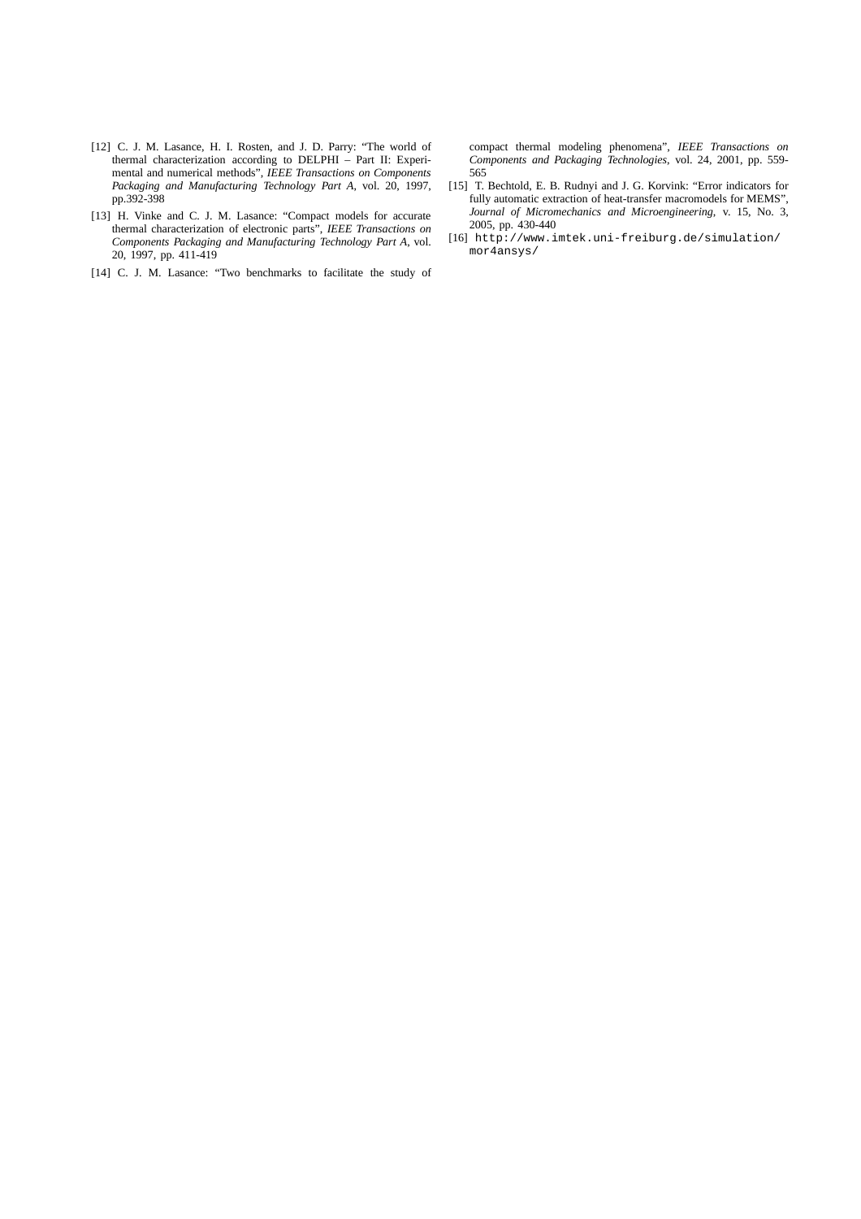[12] C. J. M. Lasance, H. I. Rosten, and J. D. Parry: "The world of thermal characterization according to DELPHI – Part II: Experimental and numerical methods", *IEEE Transactions on Components Packaging and Manufacturing Technology Part A*, vol. 20, 1997, pp.392-398

[13] H. Vinke and C. J. M. Lasance: "Compact models for accurate thermal characterization of electronic parts", *IEEE Transactions on Components Packaging and Manufacturing Technology Part A*, vol. 20, 1997, pp. 411-419

[14] C. J. M. Lasance: "Two benchmarks to facilitate the study of compact thermal modeling phenomena", *IEEE Transactions on Components and Packaging Technologies*, vol. 24, 2001, pp. 559-565

[15] T. Bechtold, E. B. Rudnyi and J. G. Korvink: "Error indicators for fully automatic extraction of heat-transfer macromodels for MEMS", *Journal of Micromechanics and Microengineering*, v. 15, No. 3, 2005, pp. 430-440

[16] `http://www.imtek.uni-freiburg.de/simulation/mor4ansys/`